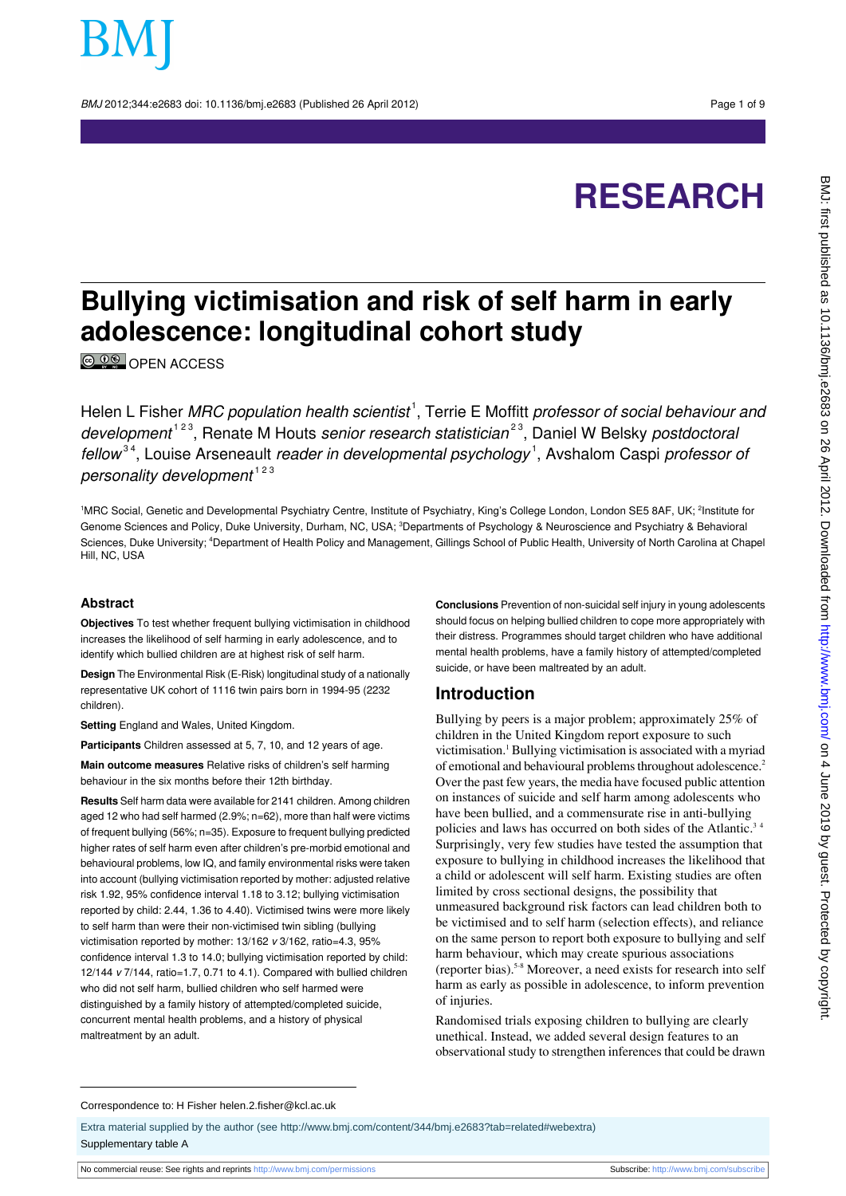# Bullying victimisation and risk of self harm in early adolescence: longitudinal cohort study

OPEN ACCESS

Helen L Fisher *MRC population health scientist*[1], Terrie E Moffitt *professor of social behaviour and development*[1 2 3], Renate M Houts *senior research statistician*[2 3], Daniel W Belsky *postdoctoral fellow*[3 4], Louise Arseneault *reader in developmental psychology*[1], Avshalom Caspi *professor of personality development*[1 2 3]

[1]MRC Social, Genetic and Developmental Psychiatry Centre, Institute of Psychiatry, King's College London, London SE5 8AF, UK; [2]Institute for Genome Sciences and Policy, Duke University, Durham, NC, USA; [3]Departments of Psychology & Neuroscience and Psychiatry & Behavioral Sciences, Duke University; [4]Department of Health Policy and Management, Gillings School of Public Health, University of North Carolina at Chapel Hill, NC, USA

## Abstract

**Objectives** To test whether frequent bullying victimisation in childhood increases the likelihood of self harming in early adolescence, and to identify which bullied children are at highest risk of self harm.

**Design** The Environmental Risk (E-Risk) longitudinal study of a nationally representative UK cohort of 1116 twin pairs born in 1994-95 (2232 children).

**Setting** England and Wales, United Kingdom.

**Participants** Children assessed at 5, 7, 10, and 12 years of age.

**Main outcome measures** Relative risks of children's self harming behaviour in the six months before their 12th birthday.

**Results** Self harm data were available for 2141 children. Among children aged 12 who had self harmed (2.9%; n=62), more than half were victims of frequent bullying (56%; n=35). Exposure to frequent bullying predicted higher rates of self harm even after children's pre-morbid emotional and behavioural problems, low IQ, and family environmental risks were taken into account (bullying victimisation reported by mother: adjusted relative risk 1.92, 95% confidence interval 1.18 to 3.12; bullying victimisation reported by child: 2.44, 1.36 to 4.40). Victimised twins were more likely to self harm than were their non-victimised twin sibling (bullying victimisation reported by mother: 13/162 *v* 3/162, ratio=4.3, 95% confidence interval 1.3 to 14.0; bullying victimisation reported by child: 12/144 *v* 7/144, ratio=1.7, 0.71 to 4.1). Compared with bullied children who did not self harm, bullied children who self harmed were distinguished by a family history of attempted/completed suicide, concurrent mental health problems, and a history of physical maltreatment by an adult.

**Conclusions** Prevention of non-suicidal self injury in young adolescents should focus on helping bullied children to cope more appropriately with their distress. Programmes should target children who have additional mental health problems, have a family history of attempted/completed suicide, or have been maltreated by an adult.

## Introduction

Bullying by peers is a major problem; approximately 25% of children in the United Kingdom report exposure to such victimisation.[1] Bullying victimisation is associated with a myriad of emotional and behavioural problems throughout adolescence.[2] Over the past few years, the media have focused public attention on instances of suicide and self harm among adolescents who have been bullied, and a commensurate rise in anti-bullying policies and laws has occurred on both sides of the Atlantic.[3 4] Surprisingly, very few studies have tested the assumption that exposure to bullying in childhood increases the likelihood that a child or adolescent will self harm. Existing studies are often limited by cross sectional designs, the possibility that unmeasured background risk factors can lead children both to be victimised and to self harm (selection effects), and reliance on the same person to report both exposure to bullying and self harm behaviour, which may create spurious associations (reporter bias).[5-8] Moreover, a need exists for research into self harm as early as possible in adolescence, to inform prevention of injuries.

Randomised trials exposing children to bullying are clearly unethical. Instead, we added several design features to an observational study to strengthen inferences that could be drawn

Correspondence to: H Fisher helen.2.fisher@kcl.ac.uk

Extra material supplied by the author (see http://www.bmj.com/content/344/bmj.e2683?tab=related#webextra)

Supplementary table A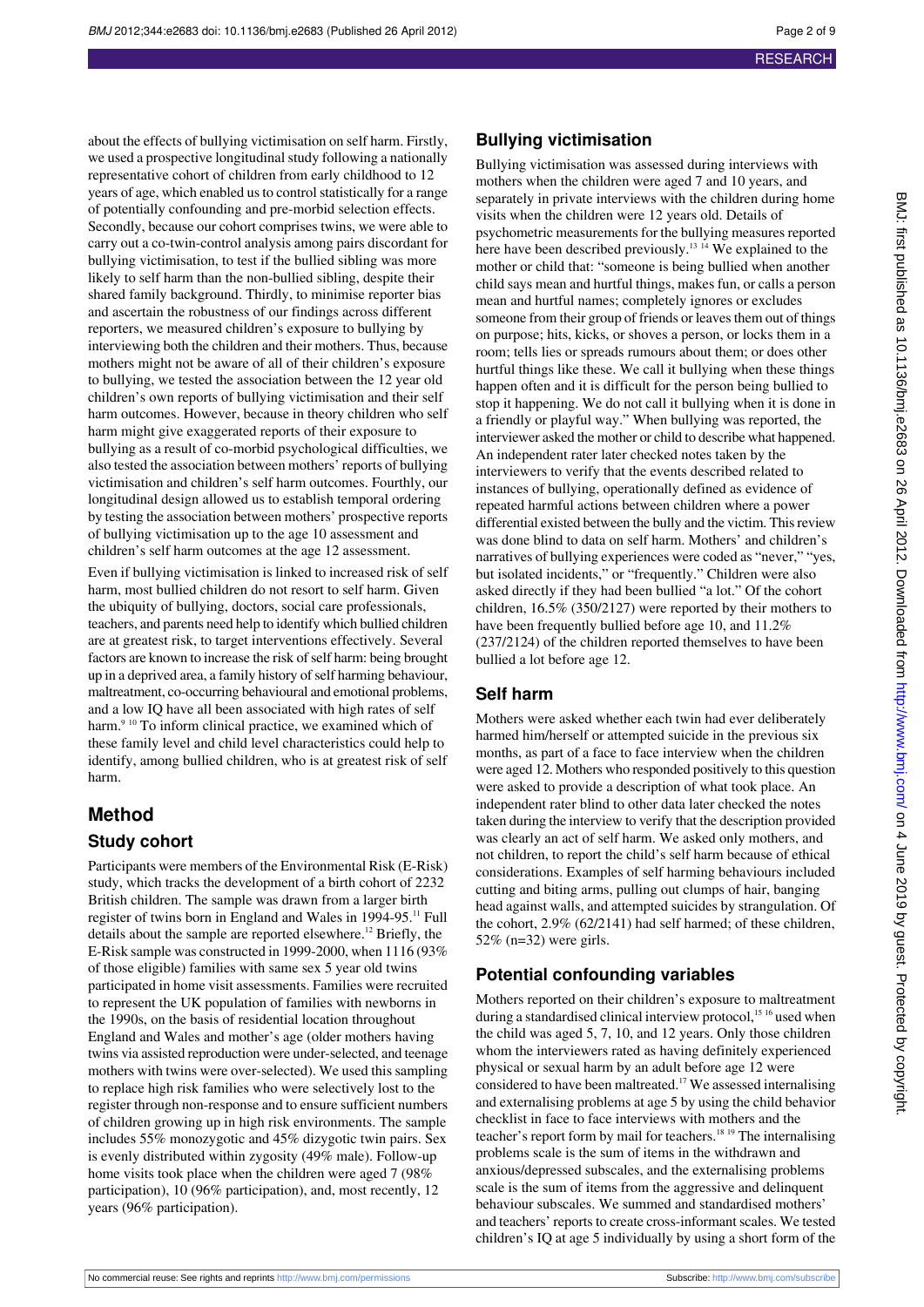about the effects of bullying victimisation on self harm. Firstly, we used a prospective longitudinal study following a nationally representative cohort of children from early childhood to 12 years of age, which enabled us to control statistically for a range of potentially confounding and pre-morbid selection effects. Secondly, because our cohort comprises twins, we were able to carry out a co-twin-control analysis among pairs discordant for bullying victimisation, to test if the bullied sibling was more likely to self harm than the non-bullied sibling, despite their shared family background. Thirdly, to minimise reporter bias and ascertain the robustness of our findings across different reporters, we measured children's exposure to bullying by interviewing both the children and their mothers. Thus, because mothers might not be aware of all of their children's exposure to bullying, we tested the association between the 12 year old children's own reports of bullying victimisation and their self harm outcomes. However, because in theory children who self harm might give exaggerated reports of their exposure to bullying as a result of co-morbid psychological difficulties, we also tested the association between mothers' reports of bullying victimisation and children's self harm outcomes. Fourthly, our longitudinal design allowed us to establish temporal ordering by testing the association between mothers' prospective reports of bullying victimisation up to the age 10 assessment and children's self harm outcomes at the age 12 assessment.

Even if bullying victimisation is linked to increased risk of self harm, most bullied children do not resort to self harm. Given the ubiquity of bullying, doctors, social care professionals, teachers, and parents need help to identify which bullied children are at greatest risk, to target interventions effectively. Several factors are known to increase the risk of self harm: being brought up in a deprived area, a family history of self harming behaviour, maltreatment, co-occurring behavioural and emotional problems, and a low IQ have all been associated with high rates of self harm.[9 10] To inform clinical practice, we examined which of these family level and child level characteristics could help to identify, among bullied children, who is at greatest risk of self harm.

## Method

### Study cohort

Participants were members of the Environmental Risk (E-Risk) study, which tracks the development of a birth cohort of 2232 British children. The sample was drawn from a larger birth register of twins born in England and Wales in 1994-95.[11] Full details about the sample are reported elsewhere.[12] Briefly, the E-Risk sample was constructed in 1999-2000, when 1116 (93% of those eligible) families with same sex 5 year old twins participated in home visit assessments. Families were recruited to represent the UK population of families with newborns in the 1990s, on the basis of residential location throughout England and Wales and mother's age (older mothers having twins via assisted reproduction were under-selected, and teenage mothers with twins were over-selected). We used this sampling to replace high risk families who were selectively lost to the register through non-response and to ensure sufficient numbers of children growing up in high risk environments. The sample includes 55% monozygotic and 45% dizygotic twin pairs. Sex is evenly distributed within zygosity (49% male). Follow-up home visits took place when the children were aged 7 (98% participation), 10 (96% participation), and, most recently, 12 years (96% participation).

### Bullying victimisation

Bullying victimisation was assessed during interviews with mothers when the children were aged 7 and 10 years, and separately in private interviews with the children during home visits when the children were 12 years old. Details of psychometric measurements for the bullying measures reported here have been described previously.[13 14] We explained to the mother or child that: "someone is being bullied when another child says mean and hurtful things, makes fun, or calls a person mean and hurtful names; completely ignores or excludes someone from their group of friends or leaves them out of things on purpose; hits, kicks, or shoves a person, or locks them in a room; tells lies or spreads rumours about them; or does other hurtful things like these. We call it bullying when these things happen often and it is difficult for the person being bullied to stop it happening. We do not call it bullying when it is done in a friendly or playful way." When bullying was reported, the interviewer asked the mother or child to describe what happened. An independent rater later checked notes taken by the interviewers to verify that the events described related to instances of bullying, operationally defined as evidence of repeated harmful actions between children where a power differential existed between the bully and the victim. This review was done blind to data on self harm. Mothers' and children's narratives of bullying experiences were coded as "never," "yes, but isolated incidents," or "frequently." Children were also asked directly if they had been bullied "a lot." Of the cohort children, 16.5% (350/2127) were reported by their mothers to have been frequently bullied before age 10, and 11.2% (237/2124) of the children reported themselves to have been bullied a lot before age 12.

### Self harm

Mothers were asked whether each twin had ever deliberately harmed him/herself or attempted suicide in the previous six months, as part of a face to face interview when the children were aged 12. Mothers who responded positively to this question were asked to provide a description of what took place. An independent rater blind to other data later checked the notes taken during the interview to verify that the description provided was clearly an act of self harm. We asked only mothers, and not children, to report the child's self harm because of ethical considerations. Examples of self harming behaviours included cutting and biting arms, pulling out clumps of hair, banging head against walls, and attempted suicides by strangulation. Of the cohort, 2.9% (62/2141) had self harmed; of these children, 52% (n=32) were girls.

### Potential confounding variables

Mothers reported on their children's exposure to maltreatment during a standardised clinical interview protocol,[15 16] used when the child was aged 5, 7, 10, and 12 years. Only those children whom the interviewers rated as having definitely experienced physical or sexual harm by an adult before age 12 were considered to have been maltreated.[17] We assessed internalising and externalising problems at age 5 by using the child behavior checklist in face to face interviews with mothers and the teacher's report form by mail for teachers.[18 19] The internalising problems scale is the sum of items in the withdrawn and anxious/depressed subscales, and the externalising problems scale is the sum of items from the aggressive and delinquent behaviour subscales. We summed and standardised mothers' and teachers' reports to create cross-informant scales. We tested children's IQ at age 5 individually by using a short form of the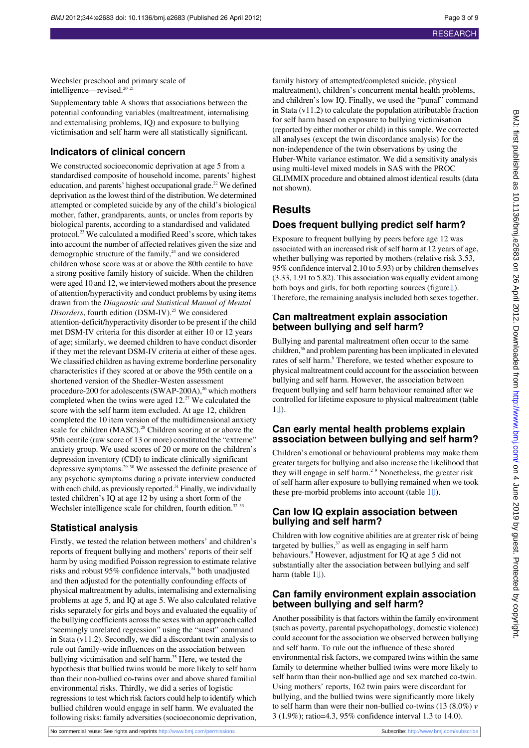Wechsler preschool and primary scale of intelligence—revised.[20 21]

Supplementary table A shows that associations between the potential confounding variables (maltreatment, internalising and externalising problems, IQ) and exposure to bullying victimisation and self harm were all statistically significant.

## Indicators of clinical concern

We constructed socioeconomic deprivation at age 5 from a standardised composite of household income, parents' highest education, and parents' highest occupational grade.[22] We defined deprivation as the lowest third of the distribution. We determined attempted or completed suicide by any of the child's biological mother, father, grandparents, aunts, or uncles from reports by biological parents, according to a standardised and validated protocol.[23] We calculated a modified Reed's score, which takes into account the number of affected relatives given the size and demographic structure of the family,[24] and we considered children whose score was at or above the 80th centile to have a strong positive family history of suicide. When the children were aged 10 and 12, we interviewed mothers about the presence of attention/hyperactivity and conduct problems by using items drawn from the *Diagnostic and Statistical Manual of Mental Disorders*, fourth edition (DSM-IV).[25] We considered attention-deficit/hyperactivity disorder to be present if the child met DSM-IV criteria for this disorder at either 10 or 12 years of age; similarly, we deemed children to have conduct disorder if they met the relevant DSM-IV criteria at either of these ages. We classified children as having extreme borderline personality characteristics if they scored at or above the 95th centile on a shortened version of the Shedler-Westen assessment procedure-200 for adolescents (SWAP-200A),[26] which mothers completed when the twins were aged 12.[27] We calculated the score with the self harm item excluded. At age 12, children completed the 10 item version of the multidimensional anxiety scale for children (MASC).[28] Children scoring at or above the 95th centile (raw score of 13 or more) constituted the "extreme" anxiety group. We used scores of 20 or more on the children's depression inventory (CDI) to indicate clinically significant depressive symptoms.[29 30] We assessed the definite presence of any psychotic symptoms during a private interview conducted with each child, as previously reported.[31] Finally, we individually tested children's IQ at age 12 by using a short form of the Wechsler intelligence scale for children, fourth edition.[32 33]

## Statistical analysis

Firstly, we tested the relation between mothers' and children's reports of frequent bullying and mothers' reports of their self harm by using modified Poisson regression to estimate relative risks and robust 95% confidence intervals,[34] both unadjusted and then adjusted for the potentially confounding effects of physical maltreatment by adults, internalising and externalising problems at age 5, and IQ at age 5. We also calculated relative risks separately for girls and boys and evaluated the equality of the bullying coefficients across the sexes with an approach called "seemingly unrelated regression" using the "suest" command in Stata (v11.2). Secondly, we did a discordant twin analysis to rule out family-wide influences on the association between bullying victimisation and self harm.[35] Here, we tested the hypothesis that bullied twins would be more likely to self harm than their non-bullied co-twins over and above shared familial environmental risks. Thirdly, we did a series of logistic regressions to test which risk factors could help to identify which bullied children would engage in self harm. We evaluated the following risks: family adversities (socioeconomic deprivation, family history of attempted/completed suicide, physical maltreatment), children's concurrent mental health problems, and children's low IQ. Finally, we used the "punaf" command in Stata (v11.2) to calculate the population attributable fraction for self harm based on exposure to bullying victimisation (reported by either mother or child) in this sample. We corrected all analyses (except the twin discordance analysis) for the non-independence of the twin observations by using the Huber-White variance estimator. We did a sensitivity analysis using multi-level mixed models in SAS with the PROC GLIMMIX procedure and obtained almost identical results (data not shown).

# Results

## Does frequent bullying predict self harm?

Exposure to frequent bullying by peers before age 12 was associated with an increased risk of self harm at 12 years of age, whether bullying was reported by mothers (relative risk 3.53, 95% confidence interval 2.10 to 5.93) or by children themselves (3.33, 1.91 to 5.82). This association was equally evident among both boys and girls, for both reporting sources (figure⇓). Therefore, the remaining analysis included both sexes together.

## Can maltreatment explain association between bullying and self harm?

Bullying and parental maltreatment often occur to the same children,[36] and problem parenting has been implicated in elevated rates of self harm.[9] Therefore, we tested whether exposure to physical maltreatment could account for the association between bullying and self harm. However, the association between frequent bullying and self harm behaviour remained after we controlled for lifetime exposure to physical maltreatment (table 1⇓).

## Can early mental health problems explain association between bullying and self harm?

Children's emotional or behavioural problems may make them greater targets for bullying and also increase the likelihood that they will engage in self harm.[2 9] Nonetheless, the greater risk of self harm after exposure to bullying remained when we took these pre-morbid problems into account (table 1⇓).

## Can low IQ explain association between bullying and self harm?

Children with low cognitive abilities are at greater risk of being targeted by bullies,[37] as well as engaging in self harm behaviours.[9] However, adjustment for IQ at age 5 did not substantially alter the association between bullying and self harm (table 1⇓).

## Can family environment explain association between bullying and self harm?

Another possibility is that factors within the family environment (such as poverty, parental psychopathology, domestic violence) could account for the association we observed between bullying and self harm. To rule out the influence of these shared environmental risk factors, we compared twins within the same family to determine whether bullied twins were more likely to self harm than their non-bullied age and sex matched co-twin. Using mothers' reports, 162 twin pairs were discordant for bullying, and the bullied twins were significantly more likely to self harm than were their non-bullied co-twins (13 (8.0%) *v* 3 (1.9%); ratio=4.3, 95% confidence interval 1.3 to 14.0).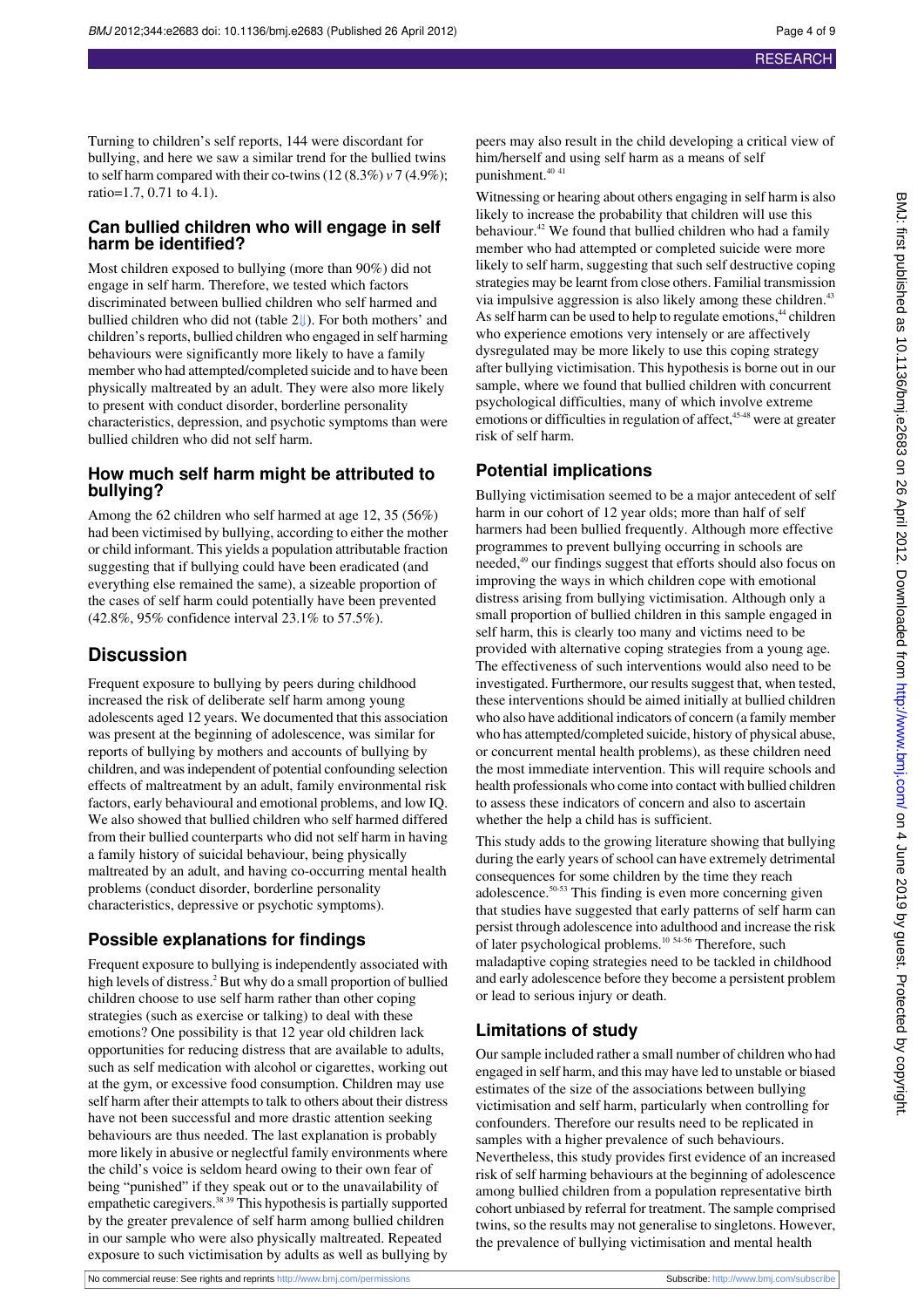Turning to children's self reports, 144 were discordant for bullying, and here we saw a similar trend for the bullied twins to self harm compared with their co-twins (12 (8.3%) *v* 7 (4.9%); ratio=1.7, 0.71 to 4.1).

### Can bullied children who will engage in self harm be identified?

Most children exposed to bullying (more than 90%) did not engage in self harm. Therefore, we tested which factors discriminated between bullied children who self harmed and bullied children who did not (table 2). For both mothers' and children's reports, bullied children who engaged in self harming behaviours were significantly more likely to have a family member who had attempted/completed suicide and to have been physically maltreated by an adult. They were also more likely to present with conduct disorder, borderline personality characteristics, depression, and psychotic symptoms than were bullied children who did not self harm.

### How much self harm might be attributed to bullying?

Among the 62 children who self harmed at age 12, 35 (56%) had been victimised by bullying, according to either the mother or child informant. This yields a population attributable fraction suggesting that if bullying could have been eradicated (and everything else remained the same), a sizeable proportion of the cases of self harm could potentially have been prevented (42.8%, 95% confidence interval 23.1% to 57.5%).

## Discussion

Frequent exposure to bullying by peers during childhood increased the risk of deliberate self harm among young adolescents aged 12 years. We documented that this association was present at the beginning of adolescence, was similar for reports of bullying by mothers and accounts of bullying by children, and was independent of potential confounding selection effects of maltreatment by an adult, family environmental risk factors, early behavioural and emotional problems, and low IQ. We also showed that bullied children who self harmed differed from their bullied counterparts who did not self harm in having a family history of suicidal behaviour, being physically maltreated by an adult, and having co-occurring mental health problems (conduct disorder, borderline personality characteristics, depressive or psychotic symptoms).

### Possible explanations for findings

Frequent exposure to bullying is independently associated with high levels of distress.[2] But why do a small proportion of bullied children choose to use self harm rather than other coping strategies (such as exercise or talking) to deal with these emotions? One possibility is that 12 year old children lack opportunities for reducing distress that are available to adults, such as self medication with alcohol or cigarettes, working out at the gym, or excessive food consumption. Children may use self harm after their attempts to talk to others about their distress have not been successful and more drastic attention seeking behaviours are thus needed. The last explanation is probably more likely in abusive or neglectful family environments where the child's voice is seldom heard owing to their own fear of being "punished" if they speak out or to the unavailability of empathetic caregivers.[38 39] This hypothesis is partially supported by the greater prevalence of self harm among bullied children in our sample who were also physically maltreated. Repeated exposure to such victimisation by adults as well as bullying by peers may also result in the child developing a critical view of him/herself and using self harm as a means of self punishment.[40 41]

Witnessing or hearing about others engaging in self harm is also likely to increase the probability that children will use this behaviour.[42] We found that bullied children who had a family member who had attempted or completed suicide were more likely to self harm, suggesting that such self destructive coping strategies may be learnt from close others. Familial transmission via impulsive aggression is also likely among these children.[43] As self harm can be used to help to regulate emotions,[44] children who experience emotions very intensely or are affectively dysregulated may be more likely to use this coping strategy after bullying victimisation. This hypothesis is borne out in our sample, where we found that bullied children with concurrent psychological difficulties, many of which involve extreme emotions or difficulties in regulation of affect,[45-48] were at greater risk of self harm.

### Potential implications

Bullying victimisation seemed to be a major antecedent of self harm in our cohort of 12 year olds; more than half of self harmers had been bullied frequently. Although more effective programmes to prevent bullying occurring in schools are needed,[49] our findings suggest that efforts should also focus on improving the ways in which children cope with emotional distress arising from bullying victimisation. Although only a small proportion of bullied children in this sample engaged in self harm, this is clearly too many and victims need to be provided with alternative coping strategies from a young age. The effectiveness of such interventions would also need to be investigated. Furthermore, our results suggest that, when tested, these interventions should be aimed initially at bullied children who also have additional indicators of concern (a family member who has attempted/completed suicide, history of physical abuse, or concurrent mental health problems), as these children need the most immediate intervention. This will require schools and health professionals who come into contact with bullied children to assess these indicators of concern and also to ascertain whether the help a child has is sufficient.

This study adds to the growing literature showing that bullying during the early years of school can have extremely detrimental consequences for some children by the time they reach adolescence.[50-53] This finding is even more concerning given that studies have suggested that early patterns of self harm can persist through adolescence into adulthood and increase the risk of later psychological problems.[10 54-56] Therefore, such maladaptive coping strategies need to be tackled in childhood and early adolescence before they become a persistent problem or lead to serious injury or death.

### Limitations of study

Our sample included rather a small number of children who had engaged in self harm, and this may have led to unstable or biased estimates of the size of the associations between bullying victimisation and self harm, particularly when controlling for confounders. Therefore our results need to be replicated in samples with a higher prevalence of such behaviours. Nevertheless, this study provides first evidence of an increased risk of self harming behaviours at the beginning of adolescence among bullied children from a population representative birth cohort unbiased by referral for treatment. The sample comprised twins, so the results may not generalise to singletons. However, the prevalence of bullying victimisation and mental health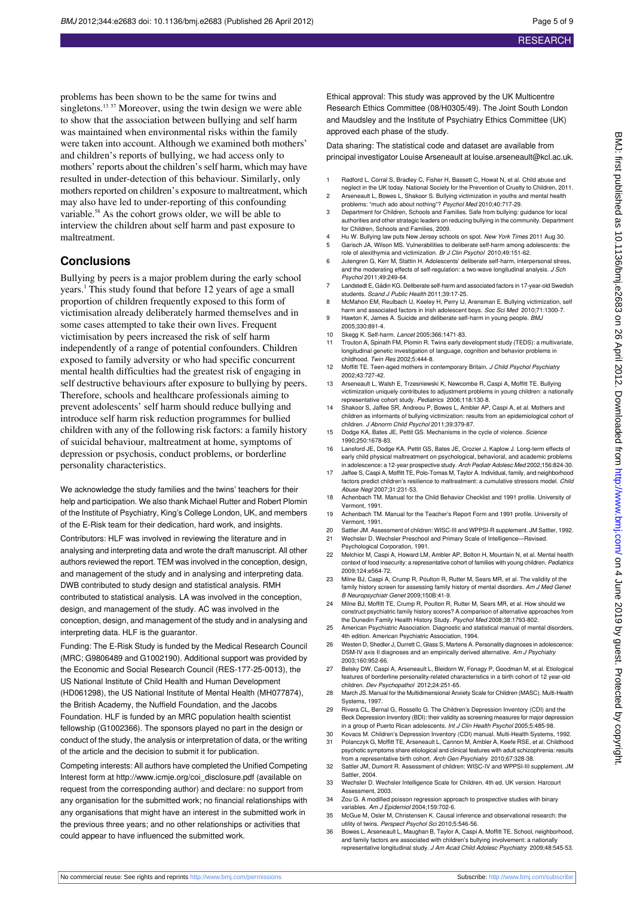problems has been shown to be the same for twins and singletons.[13 57] Moreover, using the twin design we were able to show that the association between bullying and self harm was maintained when environmental risks within the family were taken into account. Although we examined both mothers' and children's reports of bullying, we had access only to mothers' reports about the children's self harm, which may have resulted in under-detection of this behaviour. Similarly, only mothers reported on children's exposure to maltreatment, which may also have led to under-reporting of this confounding variable.[58] As the cohort grows older, we will be able to interview the children about self harm and past exposure to maltreatment.

## Conclusions

Bullying by peers is a major problem during the early school years.[1] This study found that before 12 years of age a small proportion of children frequently exposed to this form of victimisation already deliberately harmed themselves and in some cases attempted to take their own lives. Frequent victimisation by peers increased the risk of self harm independently of a range of potential confounders. Children exposed to family adversity or who had specific concurrent mental health difficulties had the greatest risk of engaging in self destructive behaviours after exposure to bullying by peers. Therefore, schools and healthcare professionals aiming to prevent adolescents' self harm should reduce bullying and introduce self harm risk reduction programmes for bullied children with any of the following risk factors: a family history of suicidal behaviour, maltreatment at home, symptoms of depression or psychosis, conduct problems, or borderline personality characteristics.

We acknowledge the study families and the twins' teachers for their help and participation. We also thank Michael Rutter and Robert Plomin of the Institute of Psychiatry, King's College London, UK, and members of the E-Risk team for their dedication, hard work, and insights.

Contributors: HLF was involved in reviewing the literature and in analysing and interpreting data and wrote the draft manuscript. All other authors reviewed the report. TEM was involved in the conception, design, and management of the study and in analysing and interpreting data. DWB contributed to study design and statistical analysis. RMH contributed to statistical analysis. LA was involved in the conception, design, and management of the study. AC was involved in the conception, design, and management of the study and in analysing and interpreting data. HLF is the guarantor.

Funding: The E-Risk Study is funded by the Medical Research Council (MRC; G9806489 and G1002190). Additional support was provided by the Economic and Social Research Council (RES-177-25-0013), the US National Institute of Child Health and Human Development (HD061298), the US National Institute of Mental Health (MH077874), the British Academy, the Nuffield Foundation, and the Jacobs Foundation. HLF is funded by an MRC population health scientist fellowship (G1002366). The sponsors played no part in the design or conduct of the study, the analysis or interpretation of data, or the writing of the article and the decision to submit it for publication.

Competing interests: All authors have completed the Unified Competing Interest form at http://www.icmje.org/coi_disclosure.pdf (available on request from the corresponding author) and declare: no support from any organisation for the submitted work; no financial relationships with any organisations that might have an interest in the submitted work in the previous three years; and no other relationships or activities that could appear to have influenced the submitted work.

Ethical approval: This study was approved by the UK Multicentre Research Ethics Committee (08/H0305/49). The Joint South London and Maudsley and the Institute of Psychiatry Ethics Committee (UK) approved each phase of the study.

Data sharing: The statistical code and dataset are available from principal investigator Louise Arseneault at louise.arseneault@kcl.ac.uk.

1. Radford L, Corral S, Bradley C, Fisher H, Bassett C, Howat N, et al. Child abuse and neglect in the UK today. National Society for the Prevention of Cruelty to Children, 2011.
2. Arseneault L, Bowes L, Shakoor S. Bullying victimization in youths and mental health problems: "much ado about nothing"? *Psychol Med* 2010;40:717-29.
3. Department for Children, Schools and Families. Safe from bullying: guidance for local authorities and other strategic leaders on reducing bullying in the community. Department for Children, Schools and Families, 2009.
4. Hu W. Bullying law puts New Jersey schools on spot. *New York Times* 2011 Aug 30.
5. Garisch JA, Wilson MS. Vulnerabilities to deliberate self-harm among adolescents: the role of alexithymia and victimization. *Br J Clin Psychol* 2010;49:151-62.
6. Jutengren G, Kerr M, Stattin H. Adolescents' deliberate self-harm, interpersonal stress, and the moderating effects of self-regulation: a two-wave longitudinal analysis. *J Sch Psychol* 2011;49:249-64.
7. Landstedt E, Gådin KG. Deliberate self-harm and associated factors in 17-year-old Swedish students. *Scand J Public Health* 2011;39:17-25.
8. McMahon EM, Reulbach U, Keeley H, Perry IJ, Arensman E. Bullying victimization, self harm and associated factors in Irish adolescent boys. *Soc Sci Med* 2010;71:1300-7.
9. Hawton K, James A. Suicide and deliberate self-harm in young people. *BMJ* 2005;330:891-4.
10. Skegg K. Self-harm. *Lancet* 2005;366:1471-83.
11. Trouton A, Spinath FM, Plomin R. Twins early development study (TEDS): a multivariate, longitudinal genetic investigation of language, cognition and behavior problems in childhood. *Twin Res* 2002;5:444-8.
12. Moffitt TE. Teen-aged mothers in contemporary Britain. *J Child Psychol Psychiatry* 2002;43:727-42.
13. Arseneault L, Walsh E, Trzesniewski K, Newcombe R, Caspi A, Moffitt TE. Bullying victimization uniquely contributes to adjustment problems in young children: a nationally representative cohort study. *Pediatrics* 2006;118:130-8.
14. Shakoor S, Jaffee SR, Andreou P, Bowes L, Ambler AP, Caspi A, et al. Mothers and children as informants of bullying victimization: results from an epidemiological cohort of children. *J Abnorm Child Psychol* 2011;39:379-87.
15. Dodge KA, Bates JE, Pettit GS. Mechanisms in the cycle of violence. *Science* 1990;250:1678-83.
16. Lansford JE, Dodge KA, Pettit GS, Bates JE, Crozier J, Kaplow J. Long-term effects of early child physical maltreatment on psychological, behavioral, and academic problems in adolescence: a 12-year prospective study. *Arch Pediatr Adolesc Med* 2002;156:824-30.
17. Jaffee S, Caspi A, Moffitt TE, Polo-Tomas M, Taylor A. Individual, family, and neighborhood factors predict children's resilience to maltreatment: a cumulative stressors model. *Child Abuse Negl* 2007;31:231-53.
18. Achenbach TM. Manual for the Child Behavior Checklist and 1991 profile. University of Vermont, 1991.
19. Achenbach TM. Manual for the Teacher's Report Form and 1991 profile. University of Vermont, 1991.
20. Sattler JM. Assessment of children: WISC-III and WPPSI-R supplement. JM Sattler, 1992.
21. Wechsler D. Wechsler Preschool and Primary Scale of Intelligence—Revised. Psychological Corporation, 1991.
22. Melchior M, Caspi A, Howard LM, Ambler AP, Bolton H, Mountain N, et al. Mental health context of food insecurity: a representative cohort of families with young children. *Pediatrics* 2009;124:e564-72.
23. Milne BJ, Caspi A, Crump R, Poulton R, Rutter M, Sears MR, et al. The validity of the family history screen for assessing family history of mental disorders. *Am J Med Genet B Neuropsychiatr Genet* 2009;150B:41-9.
24. Milne BJ, Moffitt TE, Crump R, Poulton R, Rutter M, Sears MR, et al. How should we construct psychiatric family history scores? A comparison of alternative approaches from the Dunedin Family Health History Study. *Psychol Med* 2008;38:1793-802.
25. American Psychiatric Association. Diagnostic and statistical manual of mental disorders, 4th edition. American Psychiatric Association, 1994.
26. Westen D, Shedler J, Durrett C, Glass S, Martens A. Personality diagnoses in adolescence: DSM-IV axis II diagnoses and an empirically derived alternative. *Am J Psychiatry* 2003;160:952-66.
27. Belsky DW, Caspi A, Arseneault L, Bleidorn W, Fonagy P, Goodman M, et al. Etiological features of borderline personality-related characteristics in a birth cohort of 12 year-old children. *Dev Psychopathol* 2012;24:251-65.
28. March JS. Manual for the Multidimensional Anxiety Scale for Children (MASC). Multi-Health Systems, 1997.
29. Rivera CL, Bernal G, Rossello G. The Children's Depression Inventory (CDI) and the Beck Depression Inventory (BDI): their validity as screening measures for major depression in a group of Puerto Rican adolescents. *Int J Clin Health Psychol* 2005;5:485-98.
30. Kovacs M. Children's Depression Inventory (CDI) manual. Multi-Health Systems, 1992.
31. Polanczyk G, Moffitt TE, Arseneault L, Cannon M, Ambler A, Keefe RSE, et al. Childhood psychotic symptoms share etiological and clinical features with adult schizophrenia: results from a representative birth cohort. *Arch Gen Psychiatry* 2010;67:328-38.
32. Sattler JM, Dumont R. Assessment of children: WISC-IV and WPPSI-III supplement. JM Sattler, 2004.
33. Wechsler D. Wechsler Intelligence Scale for Children. 4th ed. UK version. Harcourt Assessment, 2003.
34. Zou G. A modified poisson regression approach to prospective studies with binary variables. *Am J Epidemiol* 2004;159:702-6.
35. McGue M, Osler M, Christensen K. Causal inference and observational research: the utility of twins. *Perspect Psychol Sci* 2010;5:546-56.
36. Bowes L, Arseneault L, Maughan B, Taylor A, Caspi A, Moffitt TE. School, neighborhood, and family factors are associated with children's bullying involvement: a nationally representative longitudinal study. *J Am Acad Child Adolesc Psychiatry* 2009;48:545-53.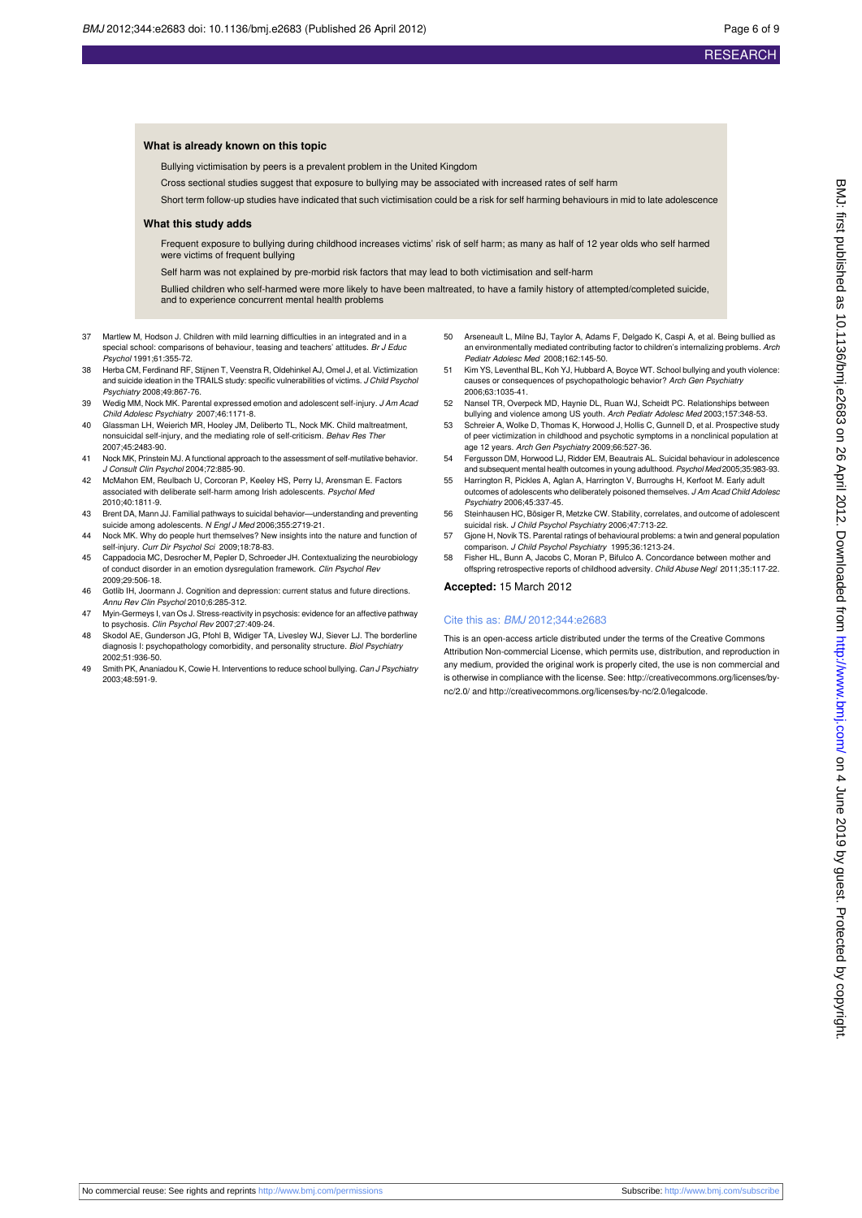### What is already known on this topic

- Bullying victimisation by peers is a prevalent problem in the United Kingdom
- Cross sectional studies suggest that exposure to bullying may be associated with increased rates of self harm
- Short term follow-up studies have indicated that such victimisation could be a risk for self harming behaviours in mid to late adolescence

### What this study adds

- Frequent exposure to bullying during childhood increases victims' risk of self harm; as many as half of 12 year olds who self harmed were victims of frequent bullying
- Self harm was not explained by pre-morbid risk factors that may lead to both victimisation and self-harm
- Bullied children who self-harmed were more likely to have been maltreated, to have a family history of attempted/completed suicide, and to experience concurrent mental health problems

37. Martlew M, Hodson J. Children with mild learning difficulties in an integrated and in a special school: comparisons of behaviour, teasing and teachers' attitudes. *Br J Educ Psychol* 1991;61:355-72.
38. Herba CM, Ferdinand RF, Stijnen T, Veenstra R, Oldehinkel AJ, Omel J, et al. Victimization and suicide ideation in the TRAILS study: specific vulnerabilities of victims. *J Child Psychol Psychiatry* 2008;49:867-76.
39. Wedig MM, Nock MK. Parental expressed emotion and adolescent self-injury. *J Am Acad Child Adolesc Psychiatry* 2007;46:1171-8.
40. Glassman LH, Weierich MR, Hooley JM, Deliberto TL, Nock MK. Child maltreatment, nonsuicidal self-injury, and the mediating role of self-criticism. *Behav Res Ther* 2007;45:2483-90.
41. Nock MK, Prinstein MJ. A functional approach to the assessment of self-mutilative behavior. *J Consult Clin Psychol* 2004;72:885-90.
42. McMahon EM, Reulbach U, Corcoran P, Keeley HS, Perry IJ, Arensman E. Factors associated with deliberate self-harm among Irish adolescents. *Psychol Med* 2010;40:1811-9.
43. Brent DA, Mann JJ. Familial pathways to suicidal behavior—understanding and preventing suicide among adolescents. *N Engl J Med* 2006;355:2719-21.
44. Nock MK. Why do people hurt themselves? New insights into the nature and function of self-injury. *Curr Dir Psychol Sci* 2009;18:78-83.
45. Cappadocia MC, Desrocher M, Pepler D, Schroeder JH. Contextualizing the neurobiology of conduct disorder in an emotion dysregulation framework. *Clin Psychol Rev* 2009;29:506-18.
46. Gotlib IH, Joormann J. Cognition and depression: current status and future directions. *Annu Rev Clin Psychol* 2010;6:285-312.
47. Myin-Germeys I, van Os J. Stress-reactivity in psychosis: evidence for an affective pathway to psychosis. *Clin Psychol Rev* 2007;27:409-24.
48. Skodol AE, Gunderson JG, Pfohl B, Widiger TA, Livesley WJ, Siever LJ. The borderline diagnosis I: psychopathology comorbidity, and personality structure. *Biol Psychiatry* 2002;51:936-50.
49. Smith PK, Ananiadou K, Cowie H. Interventions to reduce school bullying. *Can J Psychiatry* 2003;48:591-9.
50. Arseneault L, Milne BJ, Taylor A, Adams F, Delgado K, Caspi A, et al. Being bullied as an environmentally mediated contributing factor to children's internalizing problems. *Arch Pediatr Adolesc Med* 2008;162:145-50.
51. Kim YS, Leventhal BL, Koh YJ, Hubbard A, Boyce WT. School bullying and youth violence: causes or consequences of psychopathologic behavior? *Arch Gen Psychiatry* 2006;63:1035-41.
52. Nansel TR, Overpeck MD, Haynie DL, Ruan WJ, Scheidt PC. Relationships between bullying and violence among US youth. *Arch Pediatr Adolesc Med* 2003;157:348-53.
53. Schreier A, Wolke D, Thomas K, Horwood J, Hollis C, Gunnell D, et al. Prospective study of peer victimization in childhood and psychotic symptoms in a nonclinical population at age 12 years. *Arch Gen Psychiatry* 2009;66:527-36.
54. Fergusson DM, Horwood LJ, Ridder EM, Beautrais AL. Suicidal behaviour in adolescence and subsequent mental health outcomes in young adulthood. *Psychol Med* 2005;35:983-93.
55. Harrington R, Pickles A, Aglan A, Harrington V, Burroughs H, Kerfoot M. Early adult outcomes of adolescents who deliberately poisoned themselves. *J Am Acad Child Adolesc Psychiatry* 2006;45:337-45.
56. Steinhausen HC, Bösiger R, Metzke CW. Stability, correlates, and outcome of adolescent suicidal risk. *J Child Psychol Psychiatry* 2006;47:713-22.
57. Gjone H, Novik TS. Parental ratings of behavioural problems: a twin and general population comparison. *J Child Psychol Psychiatry* 1995;36:1213-24.
58. Fisher HL, Bunn A, Jacobs C, Moran P, Bifulco A. Concordance between mother and offspring retrospective reports of childhood adversity. *Child Abuse Negl* 2011;35:117-22.

**Accepted:** 15 March 2012

Cite this as: *BMJ* 2012;344:e2683

This is an open-access article distributed under the terms of the Creative Commons Attribution Non-commercial License, which permits use, distribution, and reproduction in any medium, provided the original work is properly cited, the use is non commercial and is otherwise in compliance with the license. See: http://creativecommons.org/licenses/by-nc/2.0/ and http://creativecommons.org/licenses/by-nc/2.0/legalcode.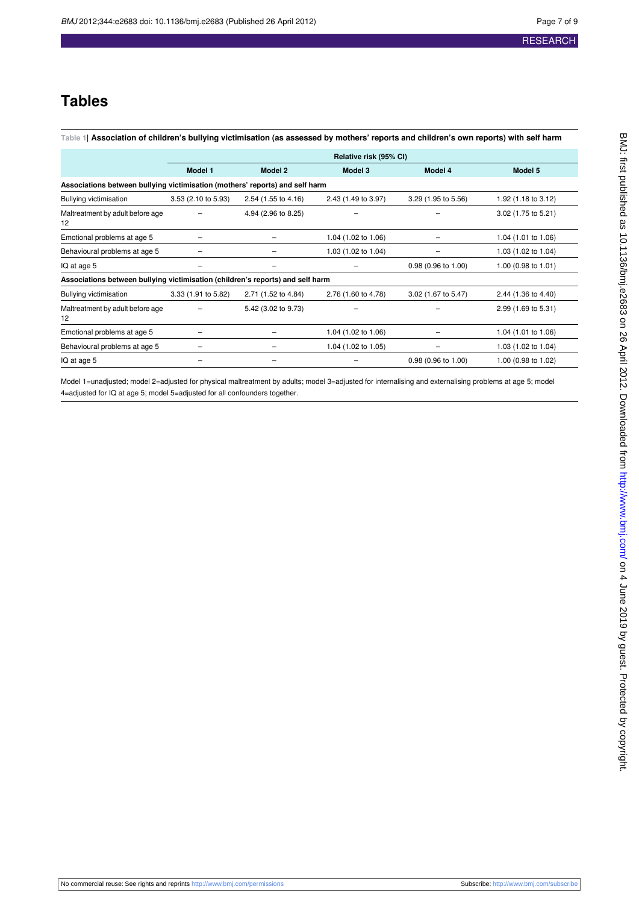# Tables

**Table 1| Association of children's bullying victimisation (as assessed by mothers' reports and children's own reports) with self harm**

| | Relative risk (95% CI) | | | | |
|---|---|---|---|---|---|
| | Model 1 | Model 2 | Model 3 | Model 4 | Model 5 |
| **Associations between bullying victimisation (mothers' reports) and self harm** | | | | | |
| Bullying victimisation | 3.53 (2.10 to 5.93) | 2.54 (1.55 to 4.16) | 2.43 (1.49 to 3.97) | 3.29 (1.95 to 5.56) | 1.92 (1.18 to 3.12) |
| Maltreatment by adult before age 12 | – | 4.94 (2.96 to 8.25) | – | – | 3.02 (1.75 to 5.21) |
| Emotional problems at age 5 | – | – | 1.04 (1.02 to 1.06) | – | 1.04 (1.01 to 1.06) |
| Behavioural problems at age 5 | – | – | 1.03 (1.02 to 1.04) | – | 1.03 (1.02 to 1.04) |
| IQ at age 5 | – | – | – | 0.98 (0.96 to 1.00) | 1.00 (0.98 to 1.01) |
| **Associations between bullying victimisation (children's reports) and self harm** | | | | | |
| Bullying victimisation | 3.33 (1.91 to 5.82) | 2.71 (1.52 to 4.84) | 2.76 (1.60 to 4.78) | 3.02 (1.67 to 5.47) | 2.44 (1.36 to 4.40) |
| Maltreatment by adult before age 12 | – | 5.42 (3.02 to 9.73) | – | – | 2.99 (1.69 to 5.31) |
| Emotional problems at age 5 | – | – | 1.04 (1.02 to 1.06) | – | 1.04 (1.01 to 1.06) |
| Behavioural problems at age 5 | – | – | 1.04 (1.02 to 1.05) | – | 1.03 (1.02 to 1.04) |
| IQ at age 5 | – | – | – | 0.98 (0.96 to 1.00) | 1.00 (0.98 to 1.02) |

Model 1=unadjusted; model 2=adjusted for physical maltreatment by adults; model 3=adjusted for internalising and externalising problems at age 5; model 4=adjusted for IQ at age 5; model 5=adjusted for all confounders together.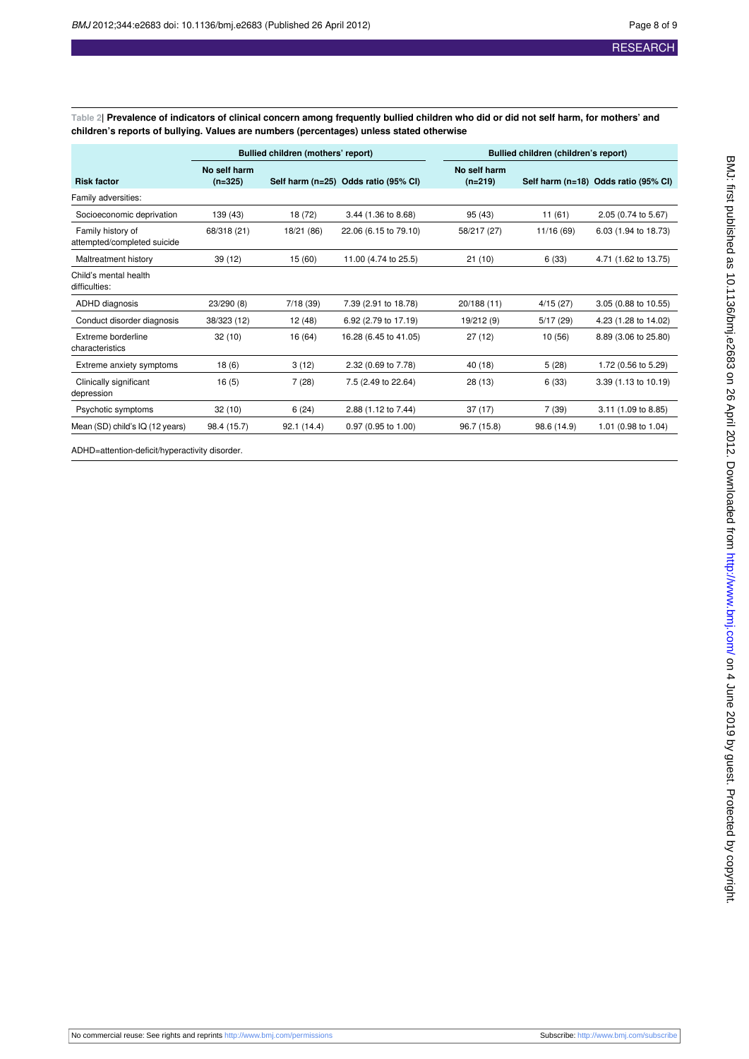**Table 2| Prevalence of indicators of clinical concern among frequently bullied children who did or did not self harm, for mothers' and children's reports of bullying. Values are numbers (percentages) unless stated otherwise**

| Risk factor | Bullied children (mothers' report) | | | Bullied children (children's report) | | |
|---|---|---|---|---|---|---|
| | No self harm (n=325) | Self harm (n=25) | Odds ratio (95% CI) | No self harm (n=219) | Self harm (n=18) | Odds ratio (95% CI) |
| Family adversities: | | | | | | |
| Socioeconomic deprivation | 139 (43) | 18 (72) | 3.44 (1.36 to 8.68) | 95 (43) | 11 (61) | 2.05 (0.74 to 5.67) |
| Family history of attempted/completed suicide | 68/318 (21) | 18/21 (86) | 22.06 (6.15 to 79.10) | 58/217 (27) | 11/16 (69) | 6.03 (1.94 to 18.73) |
| Maltreatment history | 39 (12) | 15 (60) | 11.00 (4.74 to 25.5) | 21 (10) | 6 (33) | 4.71 (1.62 to 13.75) |
| Child's mental health difficulties: | | | | | | |
| ADHD diagnosis | 23/290 (8) | 7/18 (39) | 7.39 (2.91 to 18.78) | 20/188 (11) | 4/15 (27) | 3.05 (0.88 to 10.55) |
| Conduct disorder diagnosis | 38/323 (12) | 12 (48) | 6.92 (2.79 to 17.19) | 19/212 (9) | 5/17 (29) | 4.23 (1.28 to 14.02) |
| Extreme borderline characteristics | 32 (10) | 16 (64) | 16.28 (6.45 to 41.05) | 27 (12) | 10 (56) | 8.89 (3.06 to 25.80) |
| Extreme anxiety symptoms | 18 (6) | 3 (12) | 2.32 (0.69 to 7.78) | 40 (18) | 5 (28) | 1.72 (0.56 to 5.29) |
| Clinically significant depression | 16 (5) | 7 (28) | 7.5 (2.49 to 22.64) | 28 (13) | 6 (33) | 3.39 (1.13 to 10.19) |
| Psychotic symptoms | 32 (10) | 6 (24) | 2.88 (1.12 to 7.44) | 37 (17) | 7 (39) | 3.11 (1.09 to 8.85) |
| Mean (SD) child's IQ (12 years) | 98.4 (15.7) | 92.1 (14.4) | 0.97 (0.95 to 1.00) | 96.7 (15.8) | 98.6 (14.9) | 1.01 (0.98 to 1.04) |

ADHD=attention-deficit/hyperactivity disorder.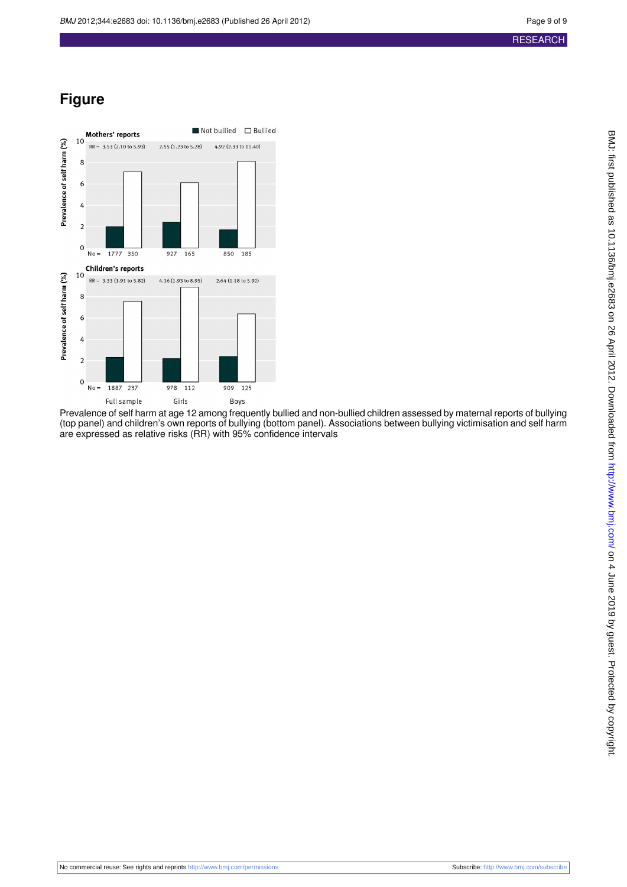## Figure

Mothers' reports

Not bullied  Bullied

Prevalence of self harm (%)

RR = 3.53 (2.10 to 5.93)   2.55 (1.23 to 5.28)   4.92 (2.33 to 10.40)

No = 1777 350   927 165   850 185

Children's reports

Prevalence of self harm (%)

RR = 3.33 (1.91 to 5.82)   4.16 (1.93 to 8.95)   2.64 (1.18 to 5.92)

No = 1887 237   978 112   909 125

Full sample   Girls   Boys

Prevalence of self harm at age 12 among frequently bullied and non-bullied children assessed by maternal reports of bullying (top panel) and children's own reports of bullying (bottom panel). Associations between bullying victimisation and self harm are expressed as relative risks (RR) with 95% confidence intervals